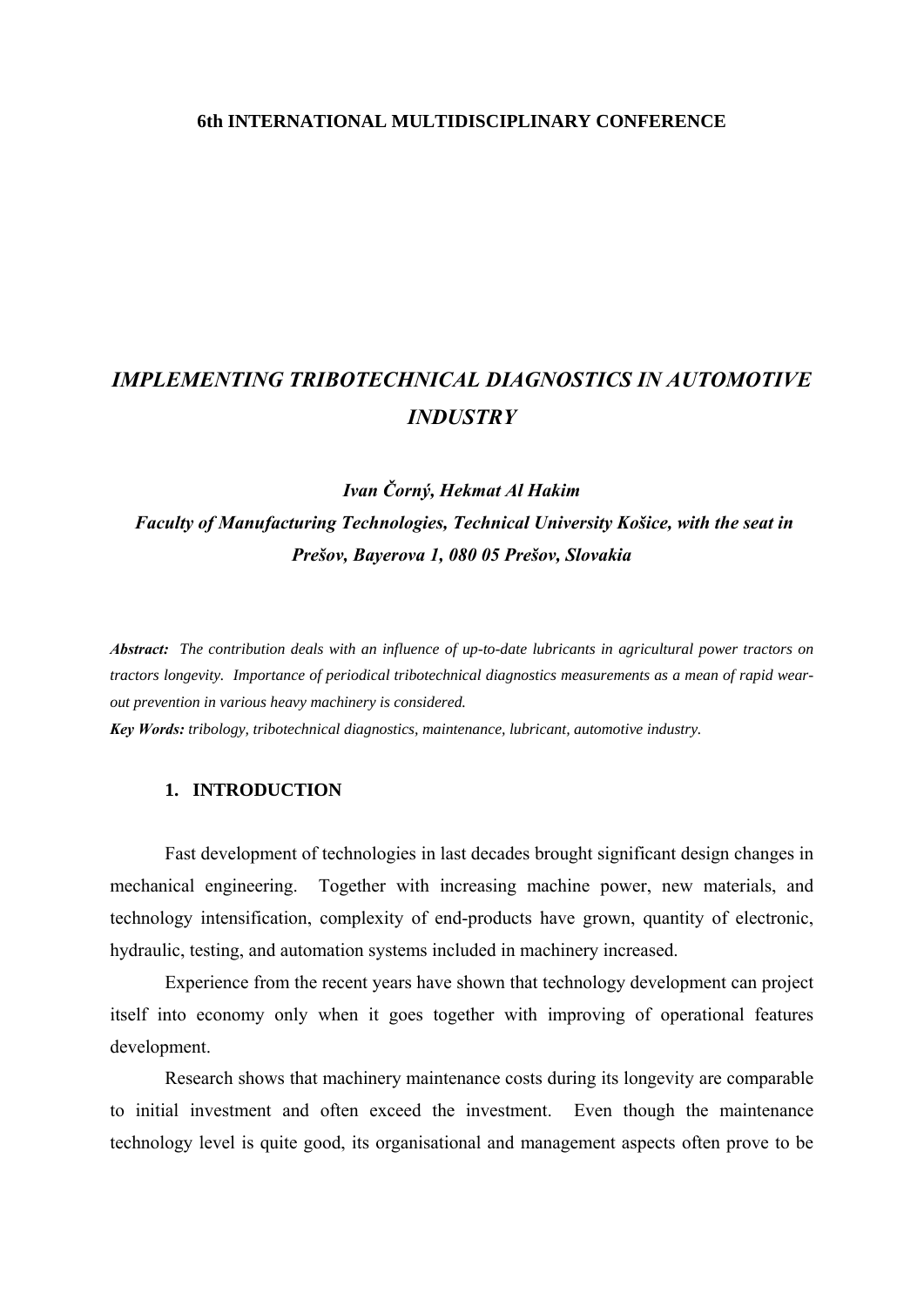**6th INTERNATIONAL MULTIDISCIPLINARY CONFERENCE**

# *IMPLEMENTING TRIBOTECHNICAL DIAGNOSTICS IN AUTOMOTIVE INDUSTRY*

***Ivan Čorný, Hekmat Al Hakim***

***Faculty of Manufacturing Technologies, Technical University Košice, with the seat in Prešov, Bayerova 1, 080 05 Prešov, Slovakia***

***Abstract:*** *The contribution deals with an influence of up-to-date lubricants in agricultural power tractors on tractors longevity. Importance of periodical tribotechnical diagnostics measurements as a mean of rapid wear-out prevention in various heavy machinery is considered.*

***Key Words:*** *tribology, tribotechnical diagnostics, maintenance, lubricant, automotive industry.*

## 1. INTRODUCTION

Fast development of technologies in last decades brought significant design changes in mechanical engineering. Together with increasing machine power, new materials, and technology intensification, complexity of end-products have grown, quantity of electronic, hydraulic, testing, and automation systems included in machinery increased.

Experience from the recent years have shown that technology development can project itself into economy only when it goes together with improving of operational features development.

Research shows that machinery maintenance costs during its longevity are comparable to initial investment and often exceed the investment. Even though the maintenance technology level is quite good, its organisational and management aspects often prove to be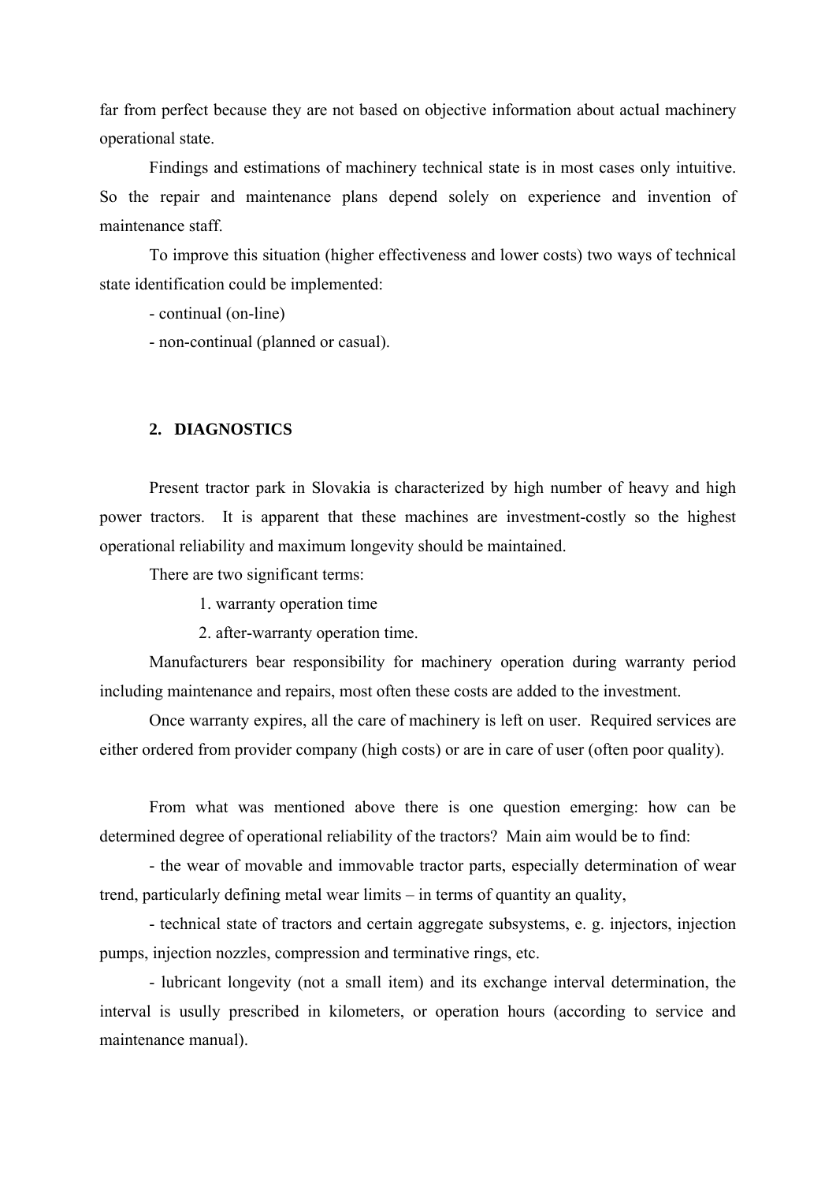far from perfect because they are not based on objective information about actual machinery operational state.

Findings and estimations of machinery technical state is in most cases only intuitive. So the repair and maintenance plans depend solely on experience and invention of maintenance staff.

To improve this situation (higher effectiveness and lower costs) two ways of technical state identification could be implemented:

- continual (on-line)
- non-continual (planned or casual).

## 2. DIAGNOSTICS

Present tractor park in Slovakia is characterized by high number of heavy and high power tractors. It is apparent that these machines are investment-costly so the highest operational reliability and maximum longevity should be maintained.

There are two significant terms:

1. warranty operation time
2. after-warranty operation time.

Manufacturers bear responsibility for machinery operation during warranty period including maintenance and repairs, most often these costs are added to the investment.

Once warranty expires, all the care of machinery is left on user. Required services are either ordered from provider company (high costs) or are in care of user (often poor quality).

From what was mentioned above there is one question emerging: how can be determined degree of operational reliability of the tractors? Main aim would be to find:

- the wear of movable and immovable tractor parts, especially determination of wear trend, particularly defining metal wear limits – in terms of quantity an quality,
- technical state of tractors and certain aggregate subsystems, e. g. injectors, injection pumps, injection nozzles, compression and terminative rings, etc.
- lubricant longevity (not a small item) and its exchange interval determination, the interval is usully prescribed in kilometers, or operation hours (according to service and maintenance manual).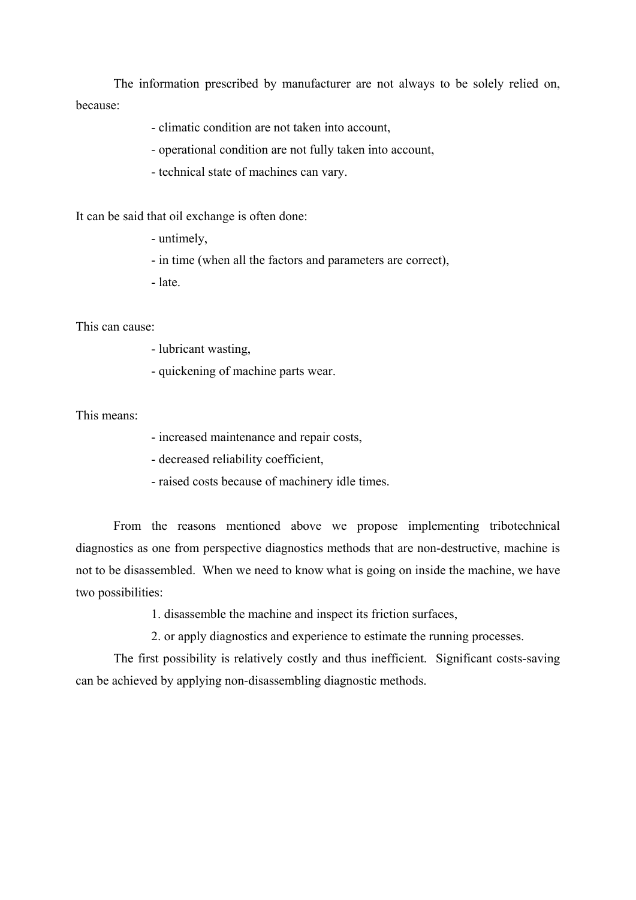The information prescribed by manufacturer are not always to be solely relied on, because:

- climatic condition are not taken into account,
- operational condition are not fully taken into account,
- technical state of machines can vary.

It can be said that oil exchange is often done:

- untimely,
- in time (when all the factors and parameters are correct),
- late.

This can cause:

- lubricant wasting,
- quickening of machine parts wear.

This means:

- increased maintenance and repair costs,
- decreased reliability coefficient,
- raised costs because of machinery idle times.

From the reasons mentioned above we propose implementing tribotechnical diagnostics as one from perspective diagnostics methods that are non-destructive, machine is not to be disassembled. When we need to know what is going on inside the machine, we have two possibilities:

1. disassemble the machine and inspect its friction surfaces,
2. or apply diagnostics and experience to estimate the running processes.

The first possibility is relatively costly and thus inefficient. Significant costs-saving can be achieved by applying non-disassembling diagnostic methods.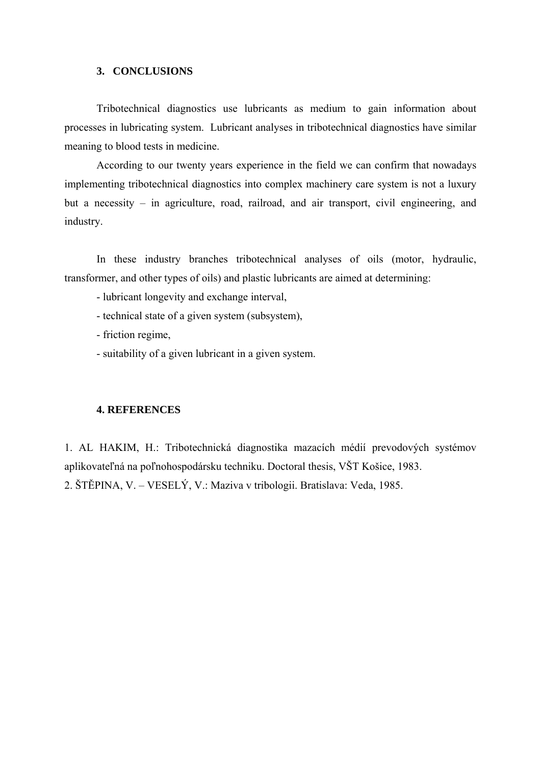## 3. CONCLUSIONS

Tribotechnical diagnostics use lubricants as medium to gain information about processes in lubricating system. Lubricant analyses in tribotechnical diagnostics have similar meaning to blood tests in medicine.

According to our twenty years experience in the field we can confirm that nowadays implementing tribotechnical diagnostics into complex machinery care system is not a luxury but a necessity – in agriculture, road, railroad, and air transport, civil engineering, and industry.

In these industry branches tribotechnical analyses of oils (motor, hydraulic, transformer, and other types of oils) and plastic lubricants are aimed at determining:

- lubricant longevity and exchange interval,
- technical state of a given system (subsystem),
- friction regime,
- suitability of a given lubricant in a given system.

## 4. REFERENCES

1. AL HAKIM, H.: Tribotechnická diagnostika mazacích médií prevodových systémov aplikovateľná na poľnohospodársku techniku. Doctoral thesis, VŠT Košice, 1983.
2. ŠTĚPINA, V. – VESELÝ, V.: Maziva v tribologii. Bratislava: Veda, 1985.